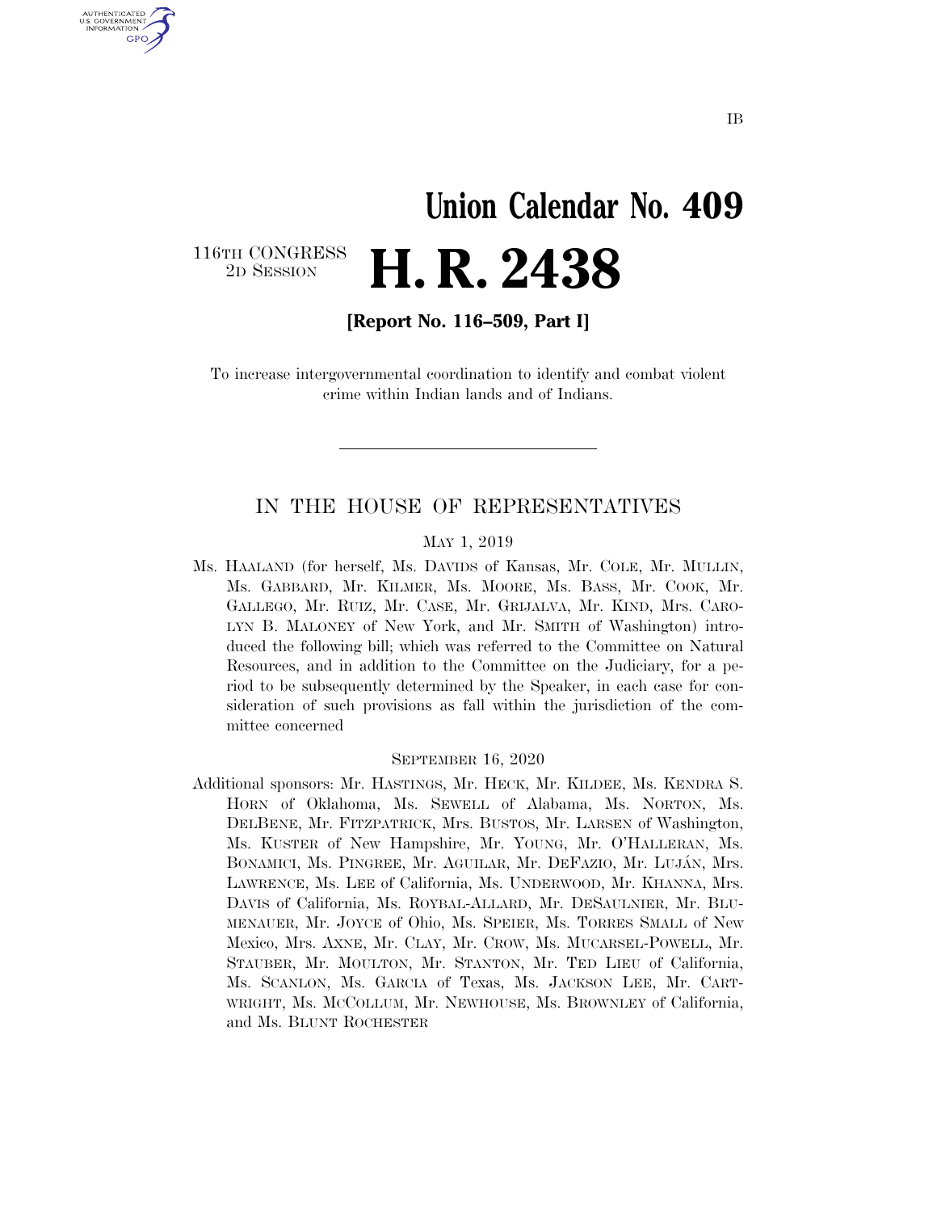IB

# Union Calendar No. 409

116TH CONGRESS
2D SESSION

# H. R. 2438

**[Report No. 116–509, Part I]**

To increase intergovernmental coordination to identify and combat violent crime within Indian lands and of Indians.

## IN THE HOUSE OF REPRESENTATIVES

MAY 1, 2019

Ms. HAALAND (for herself, Ms. DAVIDS of Kansas, Mr. COLE, Mr. MULLIN, Ms. GABBARD, Mr. KILMER, Ms. MOORE, Ms. BASS, Mr. COOK, Mr. GALLEGO, Mr. RUIZ, Mr. CASE, Mr. GRIJALVA, Mr. KIND, Mrs. CAROLYN B. MALONEY of New York, and Mr. SMITH of Washington) introduced the following bill; which was referred to the Committee on Natural Resources, and in addition to the Committee on the Judiciary, for a period to be subsequently determined by the Speaker, in each case for consideration of such provisions as fall within the jurisdiction of the committee concerned

SEPTEMBER 16, 2020

Additional sponsors: Mr. HASTINGS, Mr. HECK, Mr. KILDEE, Ms. KENDRA S. HORN of Oklahoma, Ms. SEWELL of Alabama, Ms. NORTON, Ms. DELBENE, Mr. FITZPATRICK, Mrs. BUSTOS, Mr. LARSEN of Washington, Ms. KUSTER of New Hampshire, Mr. YOUNG, Mr. O'HALLERAN, Ms. BONAMICI, Ms. PINGREE, Mr. AGUILAR, Mr. DEFAZIO, Mr. LUJÁN, Mrs. LAWRENCE, Ms. LEE of California, Ms. UNDERWOOD, Mr. KHANNA, Mrs. DAVIS of California, Ms. ROYBAL-ALLARD, Mr. DESAULNIER, Mr. BLUMENAUER, Mr. JOYCE of Ohio, Ms. SPEIER, Ms. TORRES SMALL of New Mexico, Mrs. AXNE, Mr. CLAY, Mr. CROW, Ms. MUCARSEL-POWELL, Mr. STAUBER, Mr. MOULTON, Mr. STANTON, Mr. TED LIEU of California, Ms. SCANLON, Ms. GARCIA of Texas, Ms. JACKSON LEE, Mr. CARTWRIGHT, Ms. MCCOLLUM, Mr. NEWHOUSE, Ms. BROWNLEY of California, and Ms. BLUNT ROCHESTER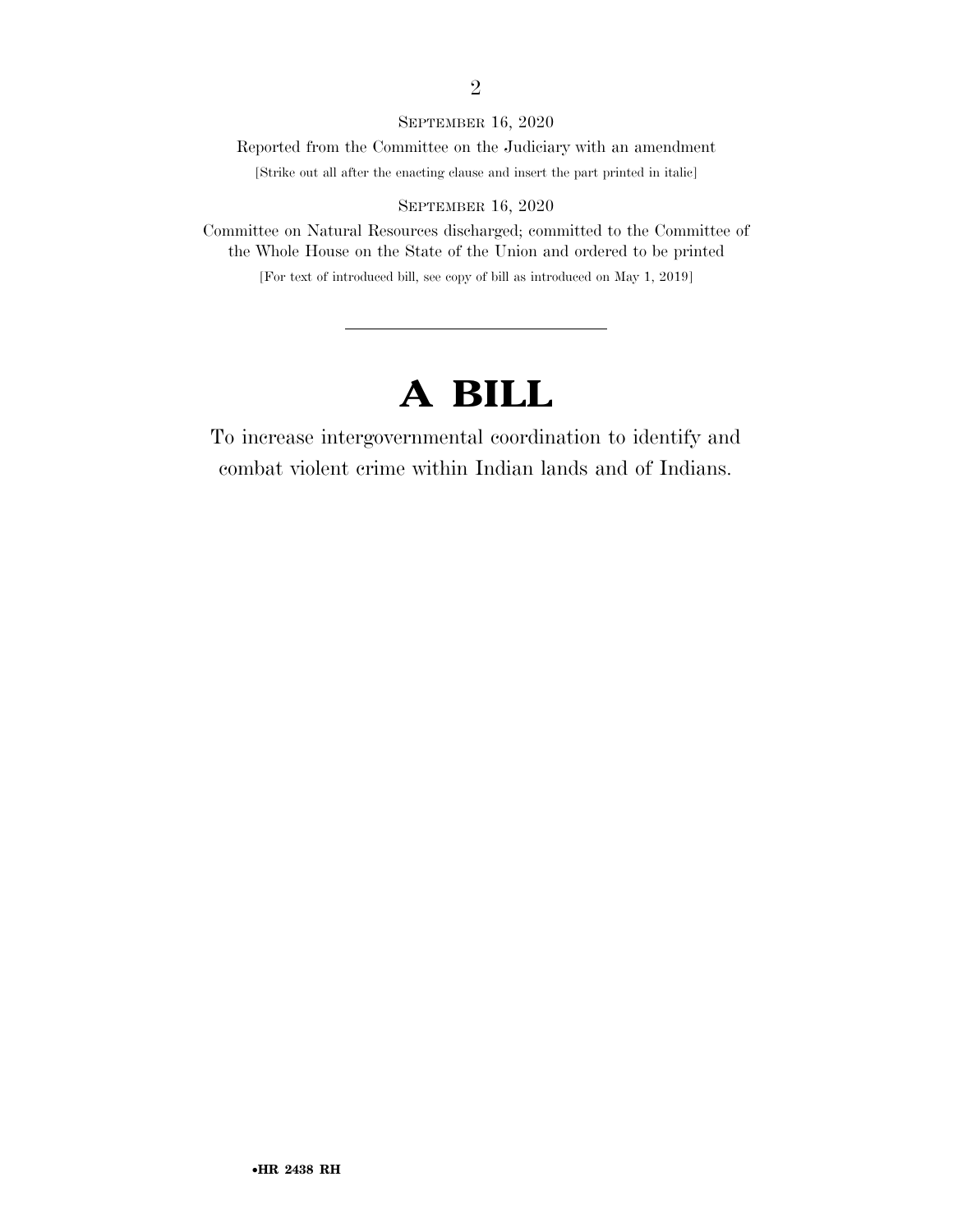SEPTEMBER 16, 2020

Reported from the Committee on the Judiciary with an amendment

[Strike out all after the enacting clause and insert the part printed in italic]

SEPTEMBER 16, 2020

Committee on Natural Resources discharged; committed to the Committee of the Whole House on the State of the Union and ordered to be printed

[For text of introduced bill, see copy of bill as introduced on May 1, 2019]

---

# A BILL

To increase intergovernmental coordination to identify and combat violent crime within Indian lands and of Indians.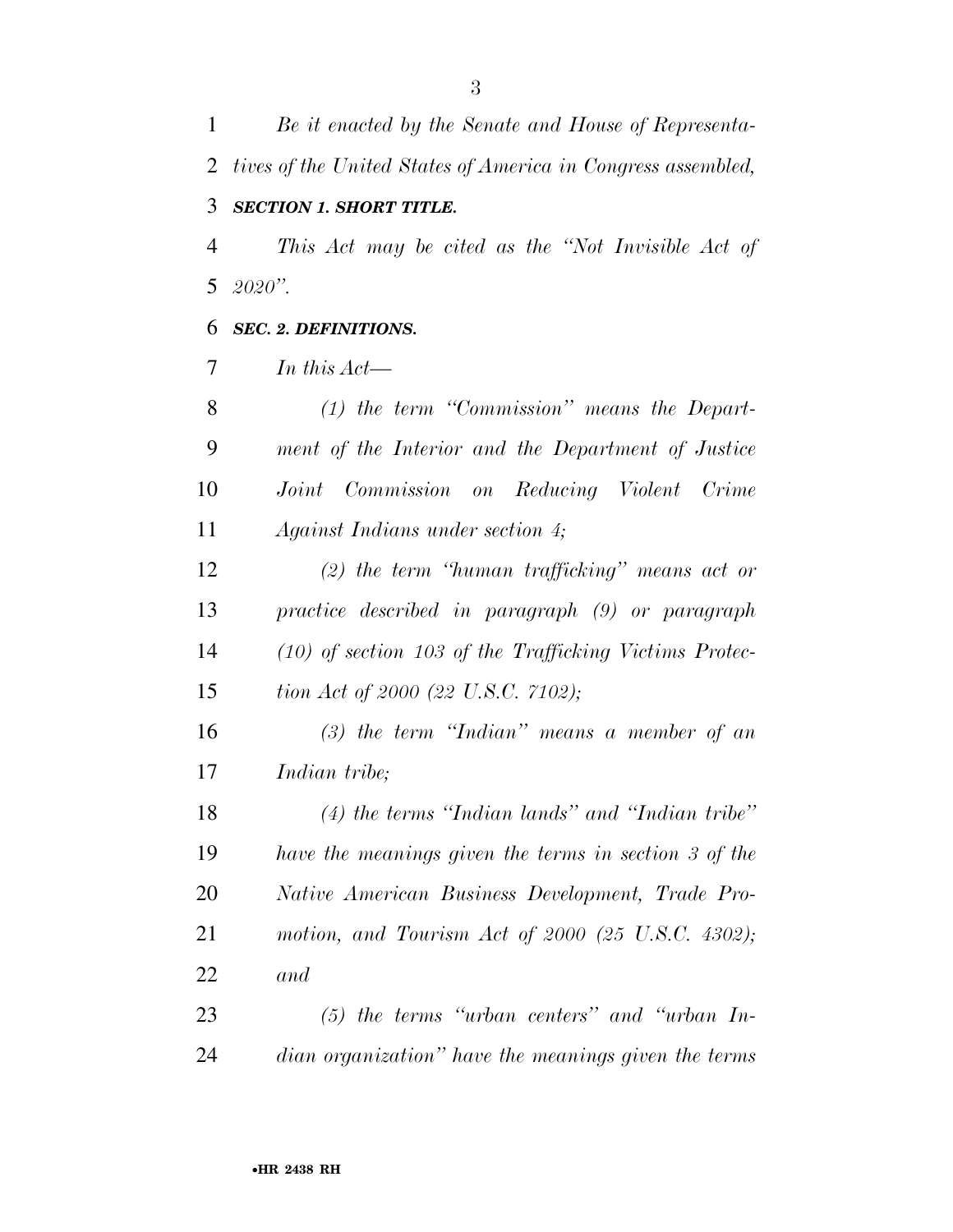*Be it enacted by the Senate and House of Representatives of the United States of America in Congress assembled,*

***SECTION 1. SHORT TITLE.***

*This Act may be cited as the "Not Invisible Act of 2020".*

***SEC. 2. DEFINITIONS.***

*In this Act—*

*(1) the term "Commission" means the Department of the Interior and the Department of Justice Joint Commission on Reducing Violent Crime Against Indians under section 4;*

*(2) the term "human trafficking" means act or practice described in paragraph (9) or paragraph (10) of section 103 of the Trafficking Victims Protection Act of 2000 (22 U.S.C. 7102);*

*(3) the term "Indian" means a member of an Indian tribe;*

*(4) the terms "Indian lands" and "Indian tribe" have the meanings given the terms in section 3 of the Native American Business Development, Trade Promotion, and Tourism Act of 2000 (25 U.S.C. 4302); and*

*(5) the terms "urban centers" and "urban Indian organization" have the meanings given the terms*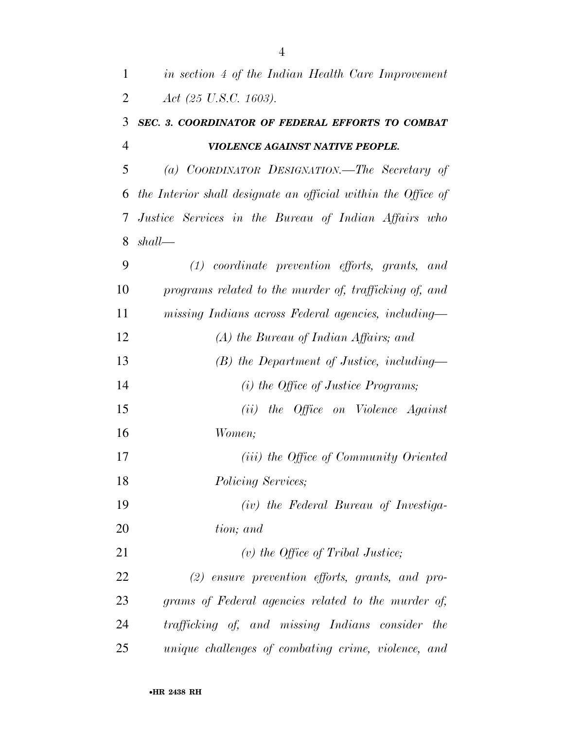*in section 4 of the Indian Health Care Improvement Act (25 U.S.C. 1603).*

***SEC. 3. COORDINATOR OF FEDERAL EFFORTS TO COMBAT VIOLENCE AGAINST NATIVE PEOPLE.***

*(a) COORDINATOR DESIGNATION.—The Secretary of the Interior shall designate an official within the Office of Justice Services in the Bureau of Indian Affairs who shall—*

*(1) coordinate prevention efforts, grants, and programs related to the murder of, trafficking of, and missing Indians across Federal agencies, including—*

*(A) the Bureau of Indian Affairs; and*

*(B) the Department of Justice, including—*

*(i) the Office of Justice Programs;*

*(ii) the Office on Violence Against Women;*

*(iii) the Office of Community Oriented Policing Services;*

*(iv) the Federal Bureau of Investigation; and*

*(v) the Office of Tribal Justice;*

*(2) ensure prevention efforts, grants, and programs of Federal agencies related to the murder of, trafficking of, and missing Indians consider the unique challenges of combating crime, violence, and*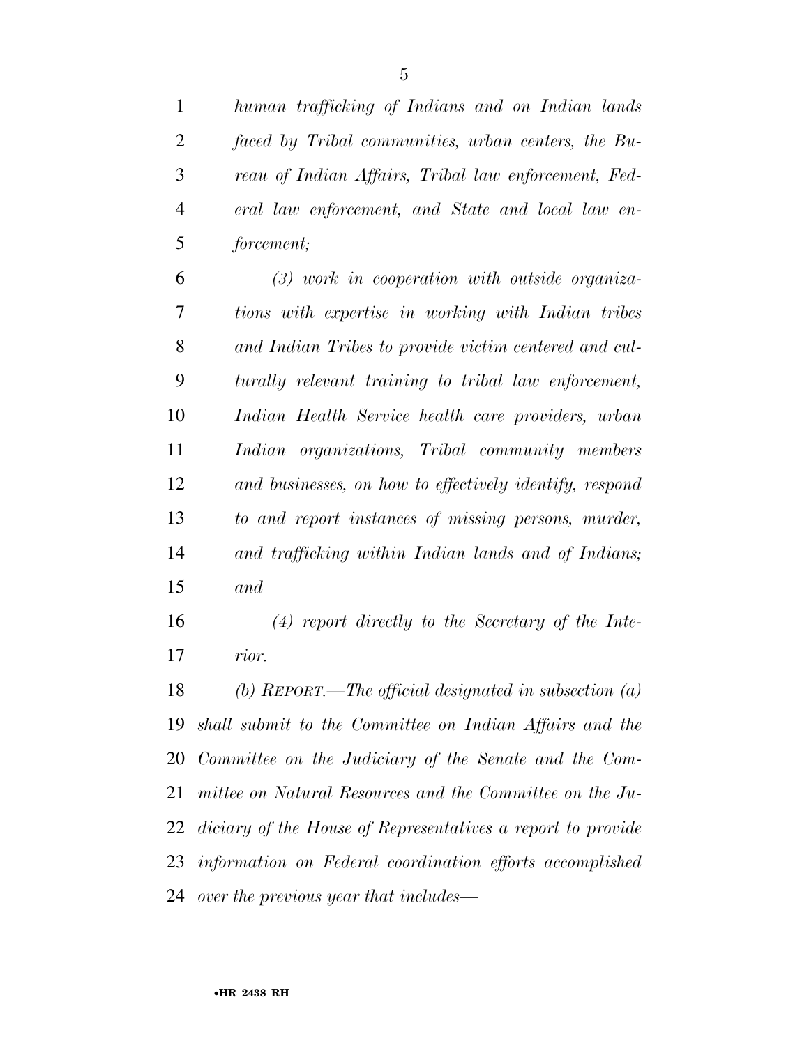*human trafficking of Indians and on Indian lands faced by Tribal communities, urban centers, the Bureau of Indian Affairs, Tribal law enforcement, Federal law enforcement, and State and local law enforcement;*

*(3) work in cooperation with outside organizations with expertise in working with Indian tribes and Indian Tribes to provide victim centered and culturally relevant training to tribal law enforcement, Indian Health Service health care providers, urban Indian organizations, Tribal community members and businesses, on how to effectively identify, respond to and report instances of missing persons, murder, and trafficking within Indian lands and of Indians; and*

*(4) report directly to the Secretary of the Interior.*

*(b) REPORT.—The official designated in subsection (a) shall submit to the Committee on Indian Affairs and the Committee on the Judiciary of the Senate and the Committee on Natural Resources and the Committee on the Judiciary of the House of Representatives a report to provide information on Federal coordination efforts accomplished over the previous year that includes—*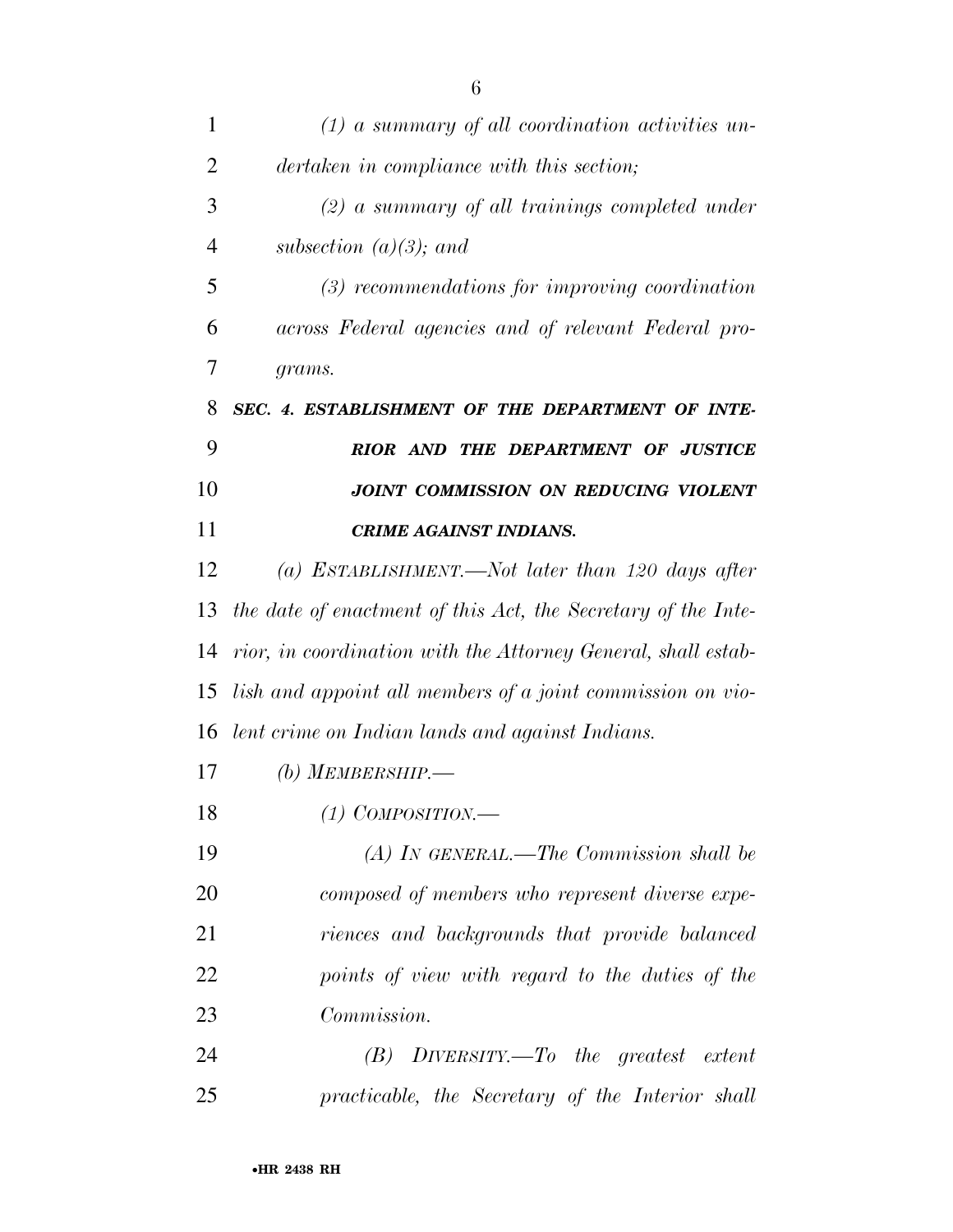*(1) a summary of all coordination activities undertaken in compliance with this section;*

*(2) a summary of all trainings completed under subsection (a)(3); and*

*(3) recommendations for improving coordination across Federal agencies and of relevant Federal programs.*

***SEC. 4. ESTABLISHMENT OF THE DEPARTMENT OF INTERIOR AND THE DEPARTMENT OF JUSTICE JOINT COMMISSION ON REDUCING VIOLENT CRIME AGAINST INDIANS.***

*(a) ESTABLISHMENT.—Not later than 120 days after the date of enactment of this Act, the Secretary of the Interior, in coordination with the Attorney General, shall establish and appoint all members of a joint commission on violent crime on Indian lands and against Indians.*

*(b) MEMBERSHIP.—*

*(1) COMPOSITION.—*

*(A) IN GENERAL.—The Commission shall be composed of members who represent diverse experiences and backgrounds that provide balanced points of view with regard to the duties of the Commission.*

*(B) DIVERSITY.—To the greatest extent practicable, the Secretary of the Interior shall*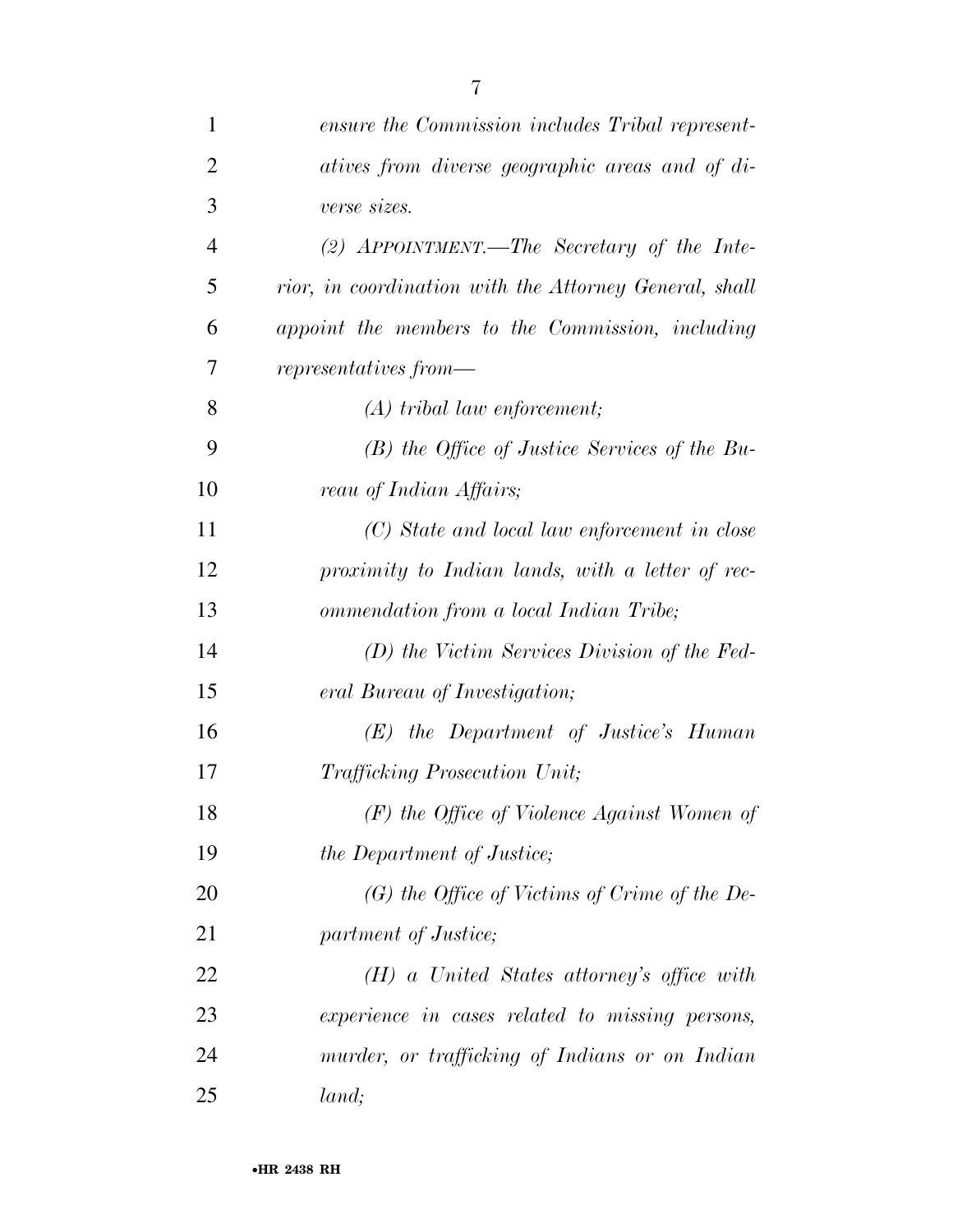*ensure the Commission includes Tribal representatives from diverse geographic areas and of diverse sizes.*

*(2) APPOINTMENT.—The Secretary of the Interior, in coordination with the Attorney General, shall appoint the members to the Commission, including representatives from—*

*(A) tribal law enforcement;*

*(B) the Office of Justice Services of the Bureau of Indian Affairs;*

*(C) State and local law enforcement in close proximity to Indian lands, with a letter of recommendation from a local Indian Tribe;*

*(D) the Victim Services Division of the Federal Bureau of Investigation;*

*(E) the Department of Justice's Human Trafficking Prosecution Unit;*

*(F) the Office of Violence Against Women of the Department of Justice;*

*(G) the Office of Victims of Crime of the Department of Justice;*

*(H) a United States attorney's office with experience in cases related to missing persons, murder, or trafficking of Indians or on Indian land;*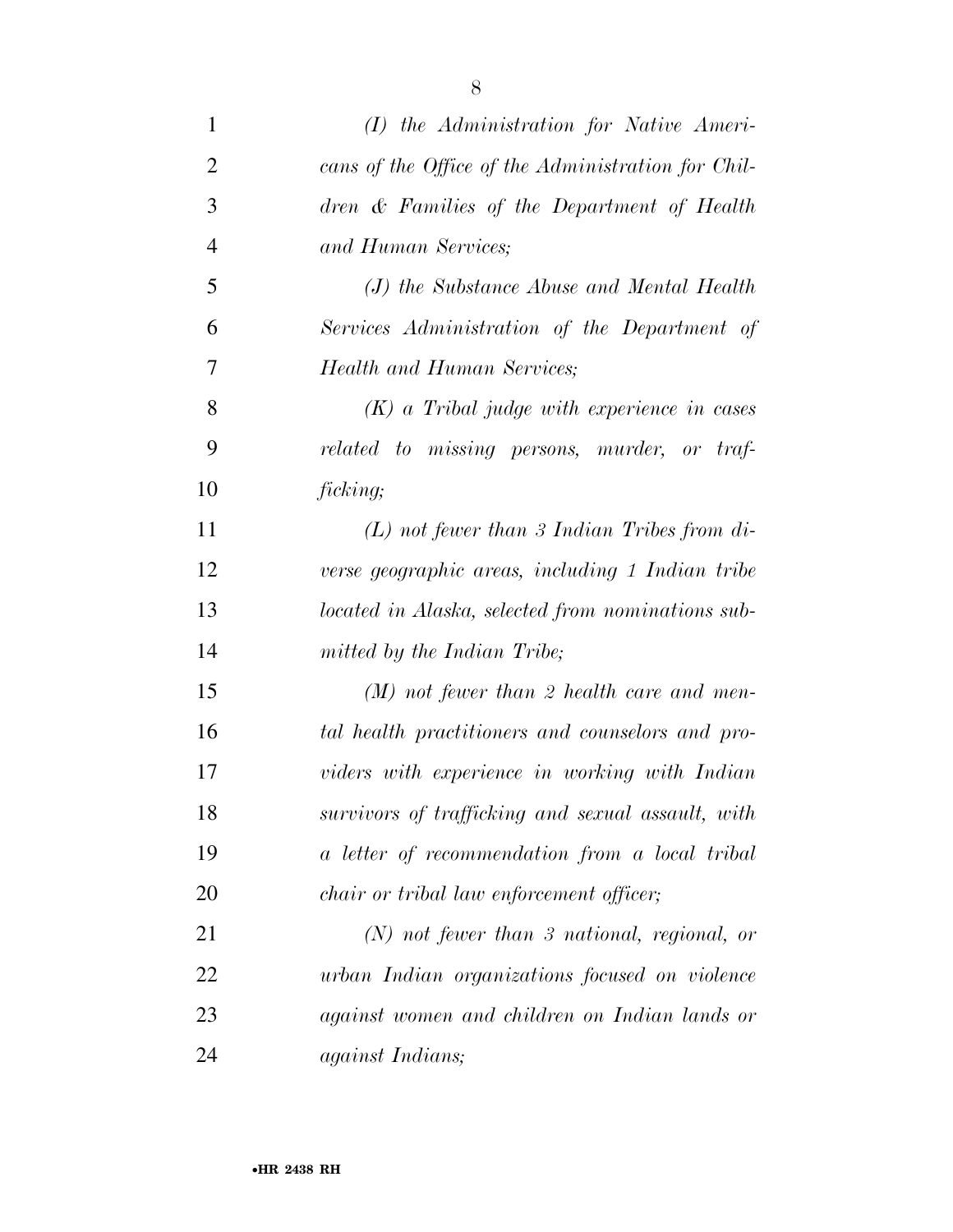*(I) the Administration for Native Americans of the Office of the Administration for Children & Families of the Department of Health and Human Services;*

*(J) the Substance Abuse and Mental Health Services Administration of the Department of Health and Human Services;*

*(K) a Tribal judge with experience in cases related to missing persons, murder, or trafficking;*

*(L) not fewer than 3 Indian Tribes from diverse geographic areas, including 1 Indian tribe located in Alaska, selected from nominations submitted by the Indian Tribe;*

*(M) not fewer than 2 health care and mental health practitioners and counselors and providers with experience in working with Indian survivors of trafficking and sexual assault, with a letter of recommendation from a local tribal chair or tribal law enforcement officer;*

*(N) not fewer than 3 national, regional, or urban Indian organizations focused on violence against women and children on Indian lands or against Indians;*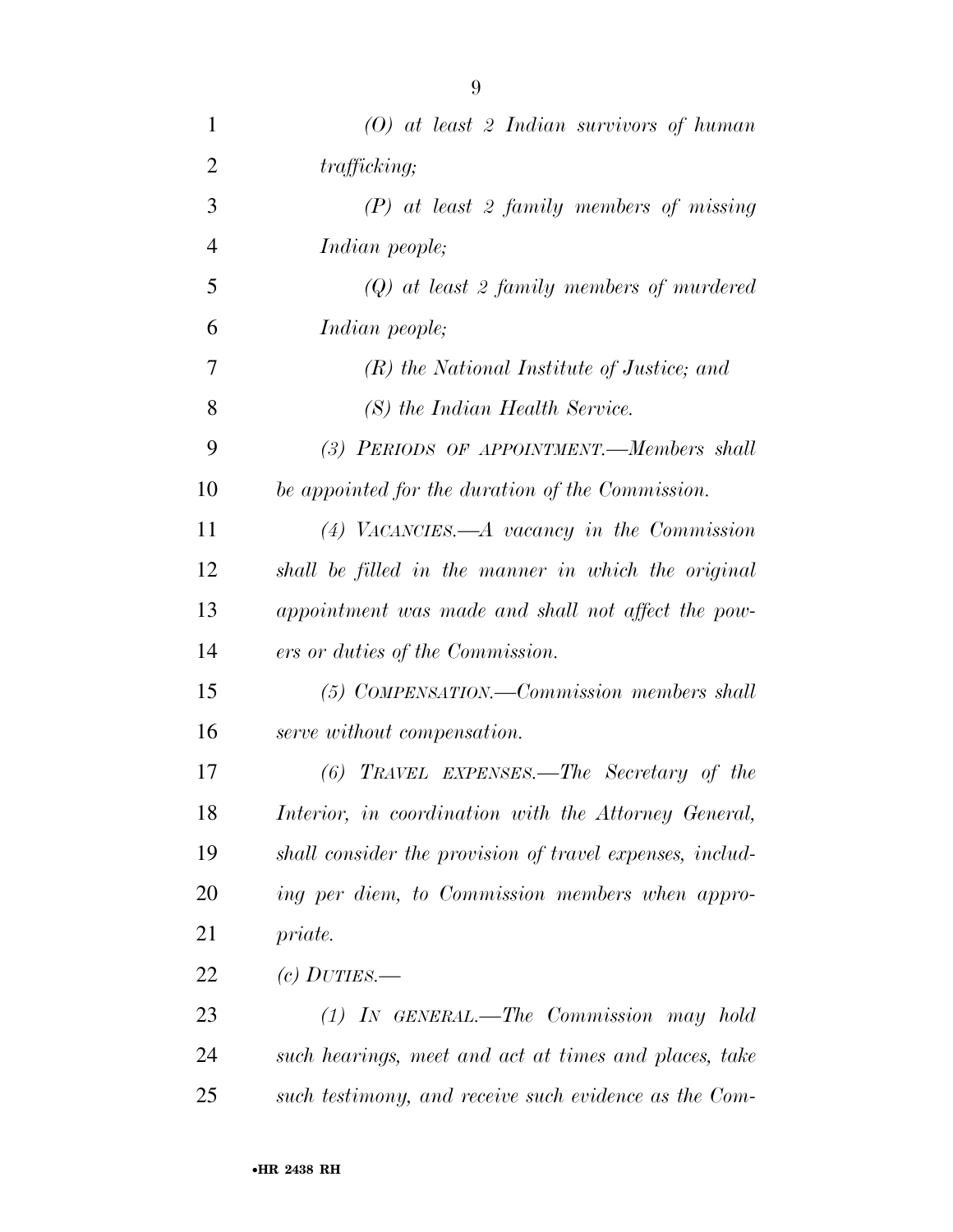*(O) at least 2 Indian survivors of human trafficking;*

*(P) at least 2 family members of missing Indian people;*

*(Q) at least 2 family members of murdered Indian people;*

*(R) the National Institute of Justice; and*

*(S) the Indian Health Service.*

*(3) PERIODS OF APPOINTMENT.—Members shall be appointed for the duration of the Commission.*

*(4) VACANCIES.—A vacancy in the Commission shall be filled in the manner in which the original appointment was made and shall not affect the powers or duties of the Commission.*

*(5) COMPENSATION.—Commission members shall serve without compensation.*

*(6) TRAVEL EXPENSES.—The Secretary of the Interior, in coordination with the Attorney General, shall consider the provision of travel expenses, including per diem, to Commission members when appropriate.*

*(c) DUTIES.—*

*(1) IN GENERAL.—The Commission may hold such hearings, meet and act at times and places, take such testimony, and receive such evidence as the Com-*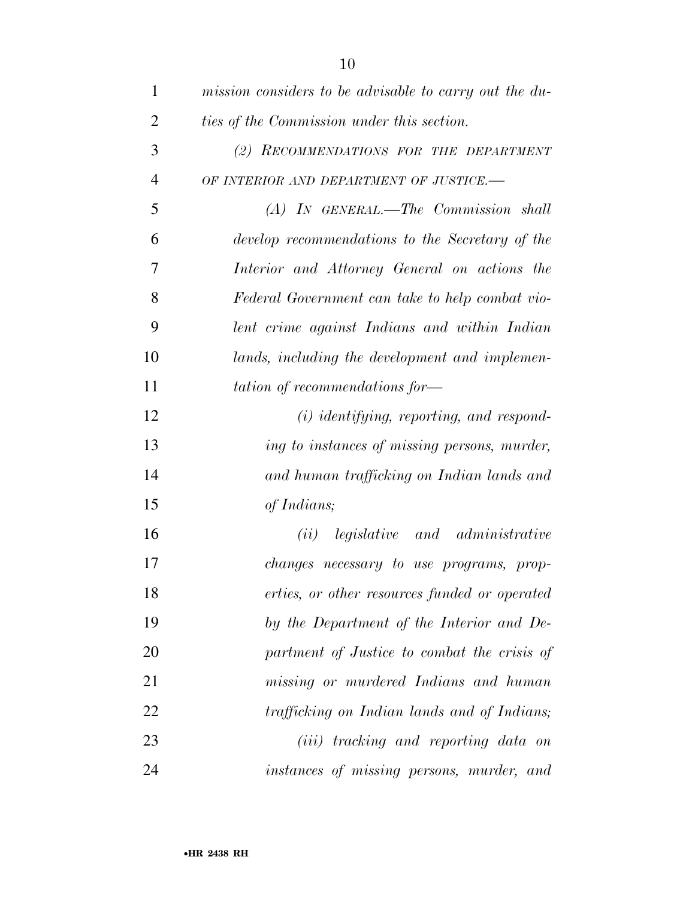*mission considers to be advisable to carry out the duties of the Commission under this section.*

*(2) RECOMMENDATIONS FOR THE DEPARTMENT OF INTERIOR AND DEPARTMENT OF JUSTICE.—*

*(A) IN GENERAL.—The Commission shall develop recommendations to the Secretary of the Interior and Attorney General on actions the Federal Government can take to help combat violent crime against Indians and within Indian lands, including the development and implementation of recommendations for—*

*(i) identifying, reporting, and responding to instances of missing persons, murder, and human trafficking on Indian lands and of Indians;*

*(ii) legislative and administrative changes necessary to use programs, properties, or other resources funded or operated by the Department of the Interior and Department of Justice to combat the crisis of missing or murdered Indians and human trafficking on Indian lands and of Indians;*

*(iii) tracking and reporting data on instances of missing persons, murder, and*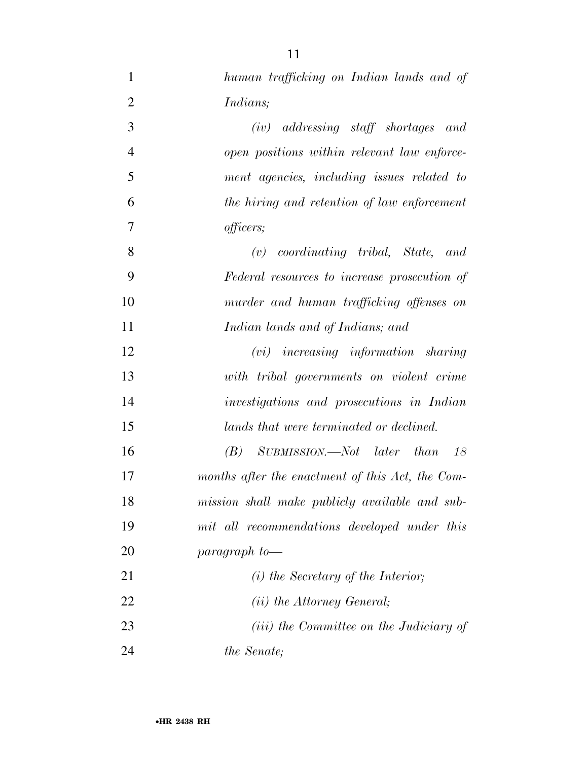*human trafficking on Indian lands and of Indians;*

*(iv) addressing staff shortages and open positions within relevant law enforcement agencies, including issues related to the hiring and retention of law enforcement officers;*

*(v) coordinating tribal, State, and Federal resources to increase prosecution of murder and human trafficking offenses on Indian lands and of Indians; and*

*(vi) increasing information sharing with tribal governments on violent crime investigations and prosecutions in Indian lands that were terminated or declined.*

*(B) SUBMISSION.—Not later than 18 months after the enactment of this Act, the Commission shall make publicly available and submit all recommendations developed under this paragraph to—*

*(i) the Secretary of the Interior;*

*(ii) the Attorney General;*

*(iii) the Committee on the Judiciary of the Senate;*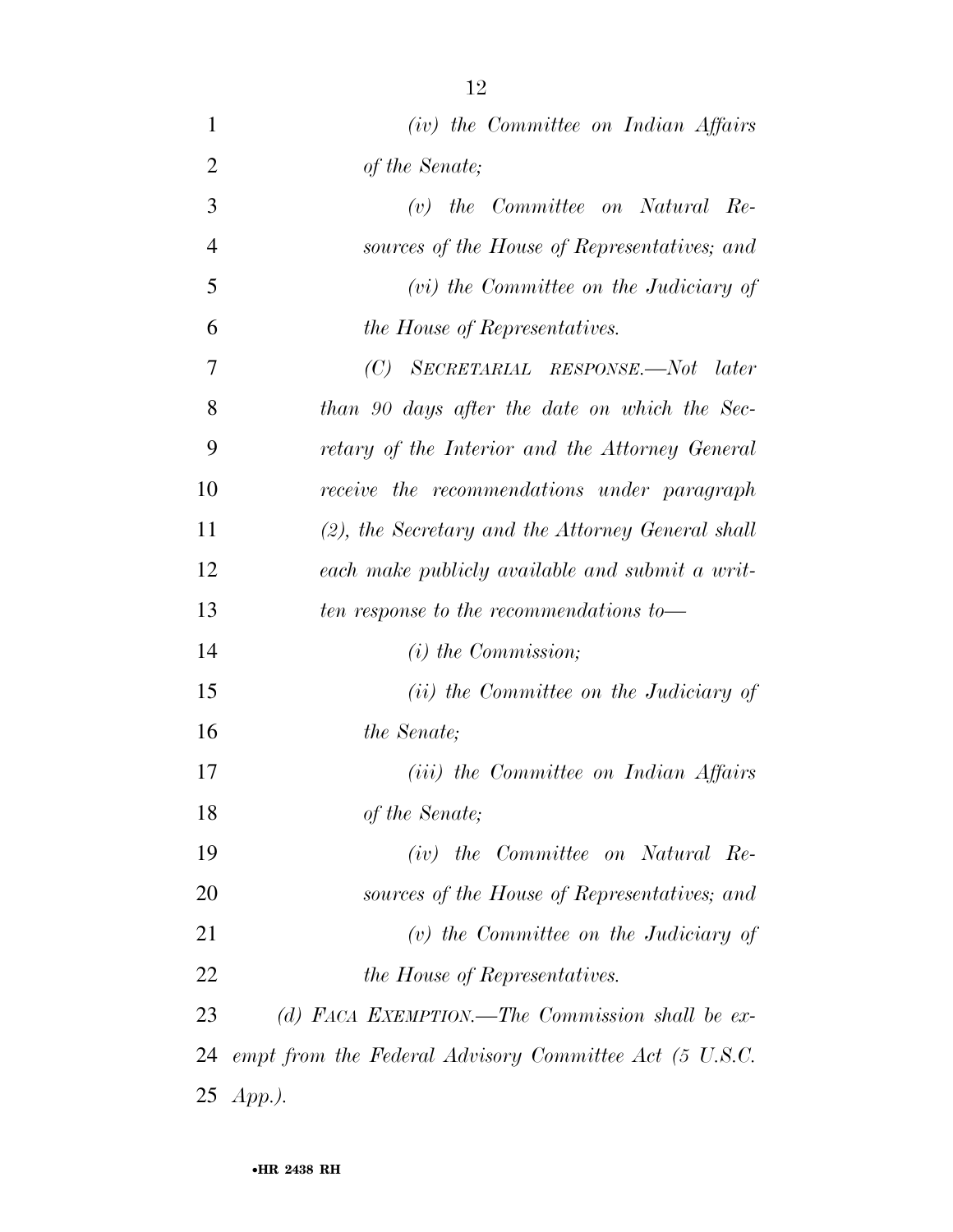*(iv) the Committee on Indian Affairs of the Senate;*

*(v) the Committee on Natural Resources of the House of Representatives; and*

*(vi) the Committee on the Judiciary of the House of Representatives.*

*(C) SECRETARIAL RESPONSE.—Not later than 90 days after the date on which the Secretary of the Interior and the Attorney General receive the recommendations under paragraph (2), the Secretary and the Attorney General shall each make publicly available and submit a written response to the recommendations to—*

*(i) the Commission;*

*(ii) the Committee on the Judiciary of the Senate;*

*(iii) the Committee on Indian Affairs of the Senate;*

*(iv) the Committee on Natural Resources of the House of Representatives; and*

*(v) the Committee on the Judiciary of the House of Representatives.*

*(d) FACA EXEMPTION.—The Commission shall be exempt from the Federal Advisory Committee Act (5 U.S.C. App.).*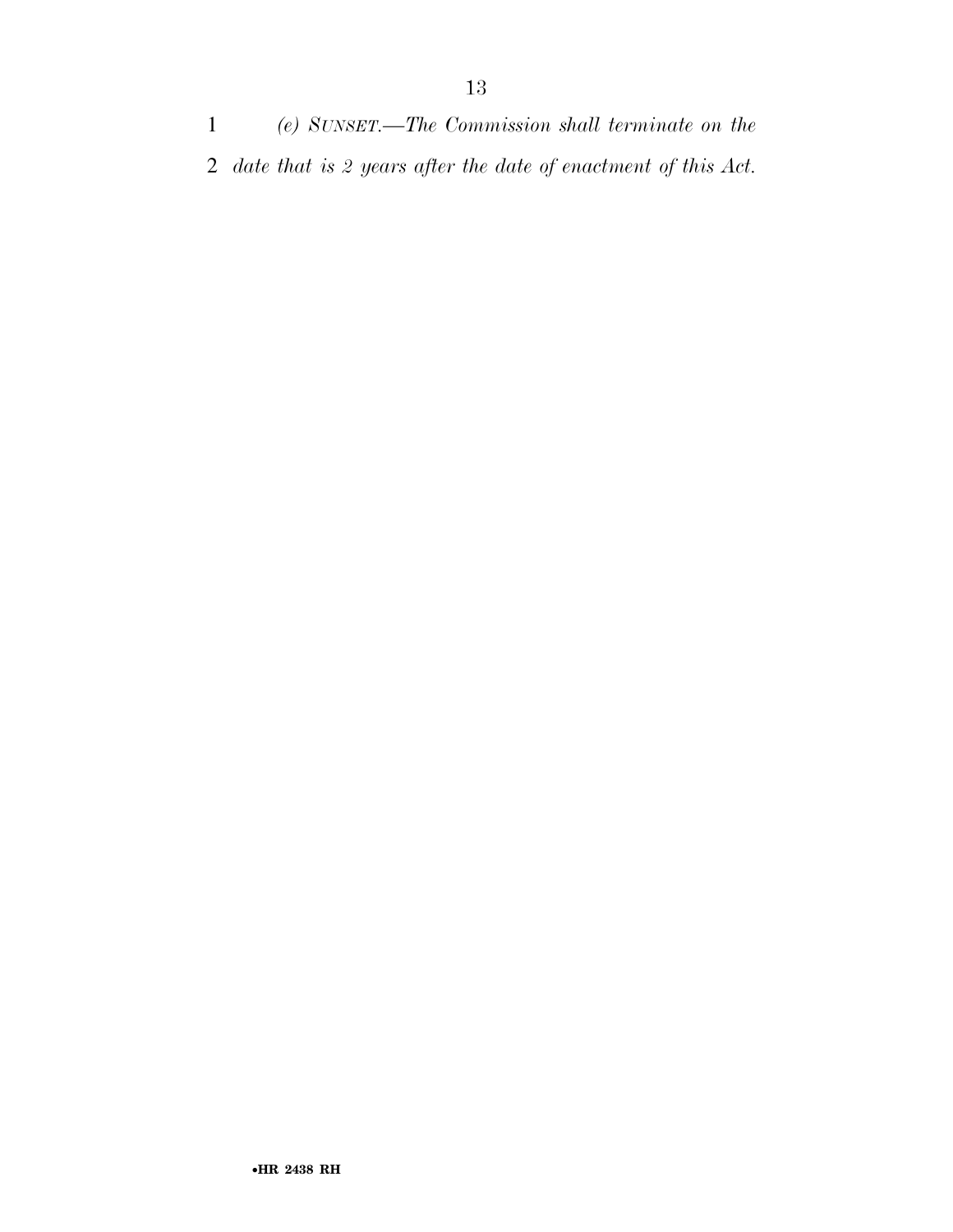*(e) SUNSET.—The Commission shall terminate on the date that is 2 years after the date of enactment of this Act.*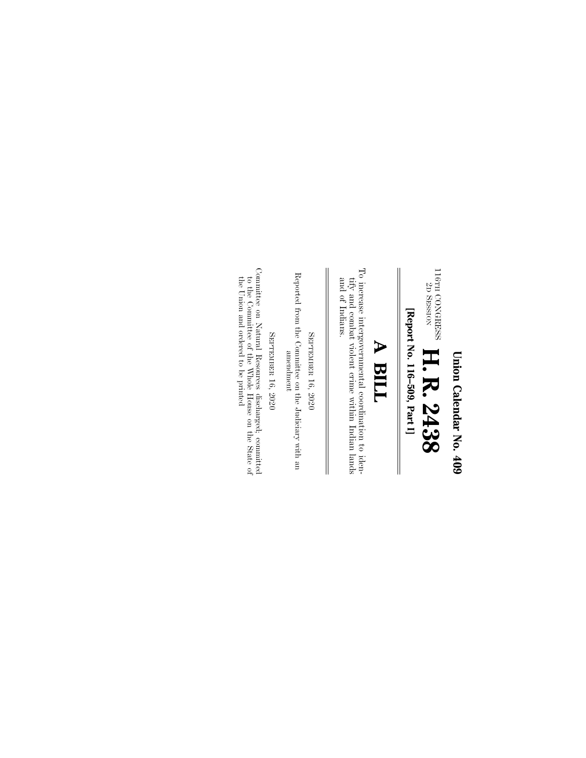Union Calendar No. 409

116TH CONGRESS
2D SESSION

# H. R. 2438

**[Report No. 116–509, Part I]**

# A BILL

To increase intergovernmental coordination to identify and combat violent crime within Indian lands and of Indians.

SEPTEMBER 16, 2020

Reported from the Committee on the Judiciary with an amendment

SEPTEMBER 16, 2020

Committee on Natural Resources discharged; committed to the Committee of the Whole House on the State of the Union and ordered to be printed